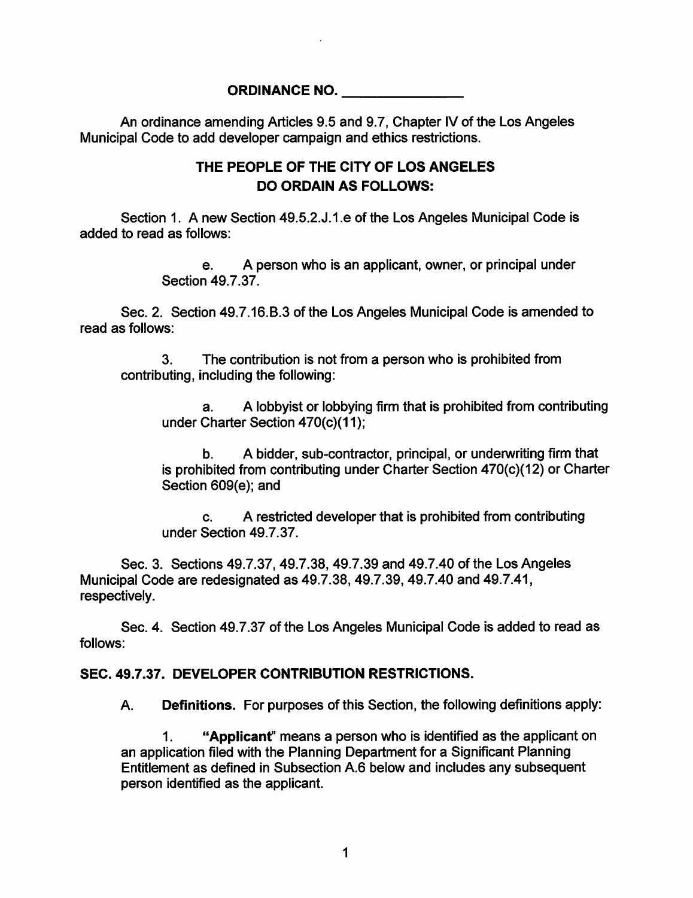# ORDINANCE NO. _______________

An ordinance amending Articles 9.5 and 9.7, Chapter IV of the Los Angeles Municipal Code to add developer campaign and ethics restrictions.

## THE PEOPLE OF THE CITY OF LOS ANGELES DO ORDAIN AS FOLLOWS:

Section 1. A new Section 49.5.2.J.1.e of the Los Angeles Municipal Code is added to read as follows:

> e. A person who is an applicant, owner, or principal under Section 49.7.37.

Sec. 2. Section 49.7.16.B.3 of the Los Angeles Municipal Code is amended to read as follows:

> 3. The contribution is not from a person who is prohibited from contributing, including the following:
>
> > a. A lobbyist or lobbying firm that is prohibited from contributing under Charter Section 470(c)(11);
> >
> > b. A bidder, sub-contractor, principal, or underwriting firm that is prohibited from contributing under Charter Section 470(c)(12) or Charter Section 609(e); and
> >
> > c. A restricted developer that is prohibited from contributing under Section 49.7.37.

Sec. 3. Sections 49.7.37, 49.7.38, 49.7.39 and 49.7.40 of the Los Angeles Municipal Code are redesignated as 49.7.38, 49.7.39, 49.7.40 and 49.7.41, respectively.

Sec. 4. Section 49.7.37 of the Los Angeles Municipal Code is added to read as follows:

### SEC. 49.7.37. DEVELOPER CONTRIBUTION RESTRICTIONS.

A. **Definitions.** For purposes of this Section, the following definitions apply:

1. **"Applicant"** means a person who is identified as the applicant on an application filed with the Planning Department for a Significant Planning Entitlement as defined in Subsection A.6 below and includes any subsequent person identified as the applicant.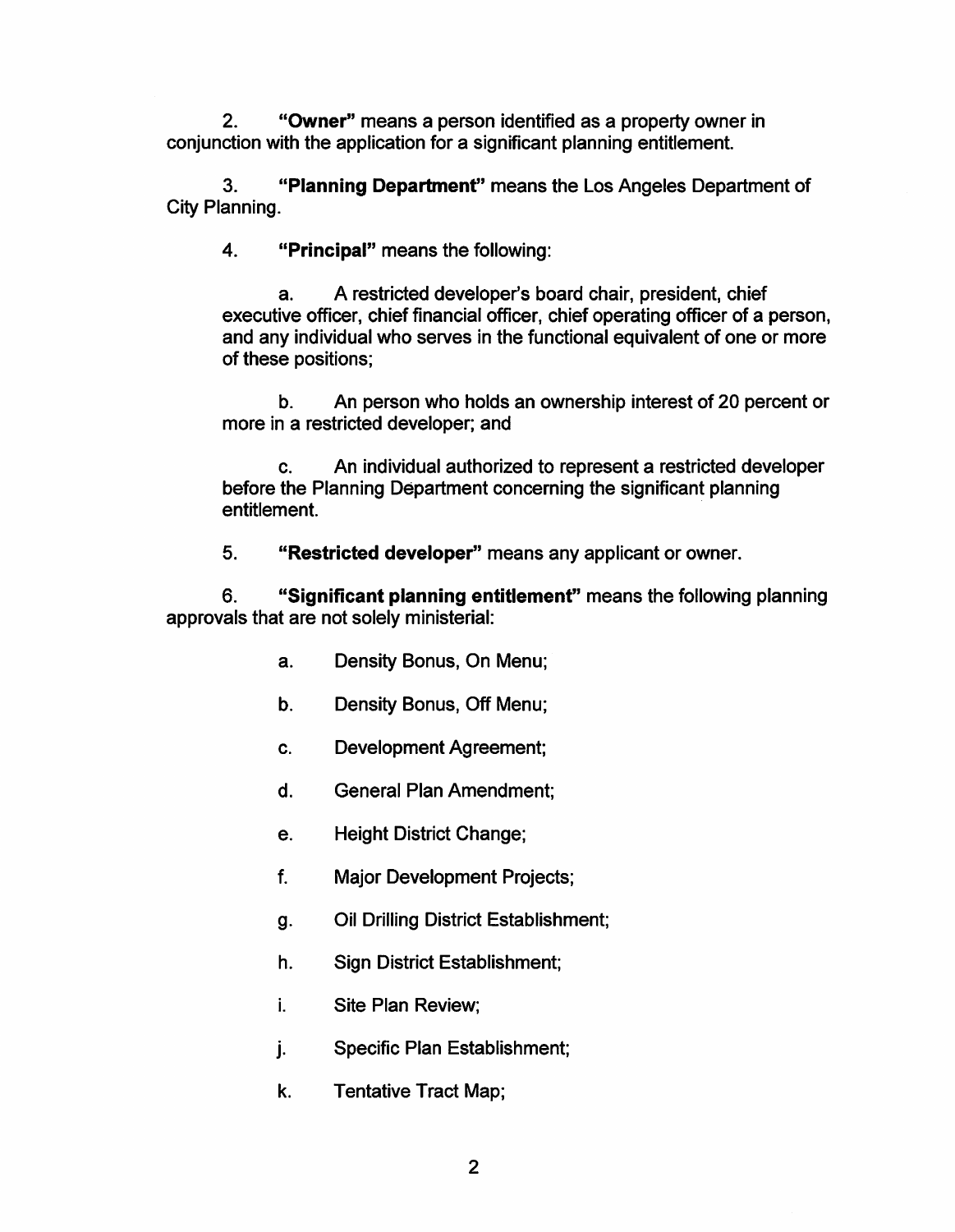2. **"Owner"** means a person identified as a property owner in conjunction with the application for a significant planning entitlement.

3. **"Planning Department"** means the Los Angeles Department of City Planning.

4. **"Principal"** means the following:

   a. A restricted developer's board chair, president, chief executive officer, chief financial officer, chief operating officer of a person, and any individual who serves in the functional equivalent of one or more of these positions;

   b. An person who holds an ownership interest of 20 percent or more in a restricted developer; and

   c. An individual authorized to represent a restricted developer before the Planning Department concerning the significant planning entitlement.

5. **"Restricted developer"** means any applicant or owner.

6. **"Significant planning entitlement"** means the following planning approvals that are not solely ministerial:

   a. Density Bonus, On Menu;

   b. Density Bonus, Off Menu;

   c. Development Agreement;

   d. General Plan Amendment;

   e. Height District Change;

   f. Major Development Projects;

   g. Oil Drilling District Establishment;

   h. Sign District Establishment;

   i. Site Plan Review;

   j. Specific Plan Establishment;

   k. Tentative Tract Map;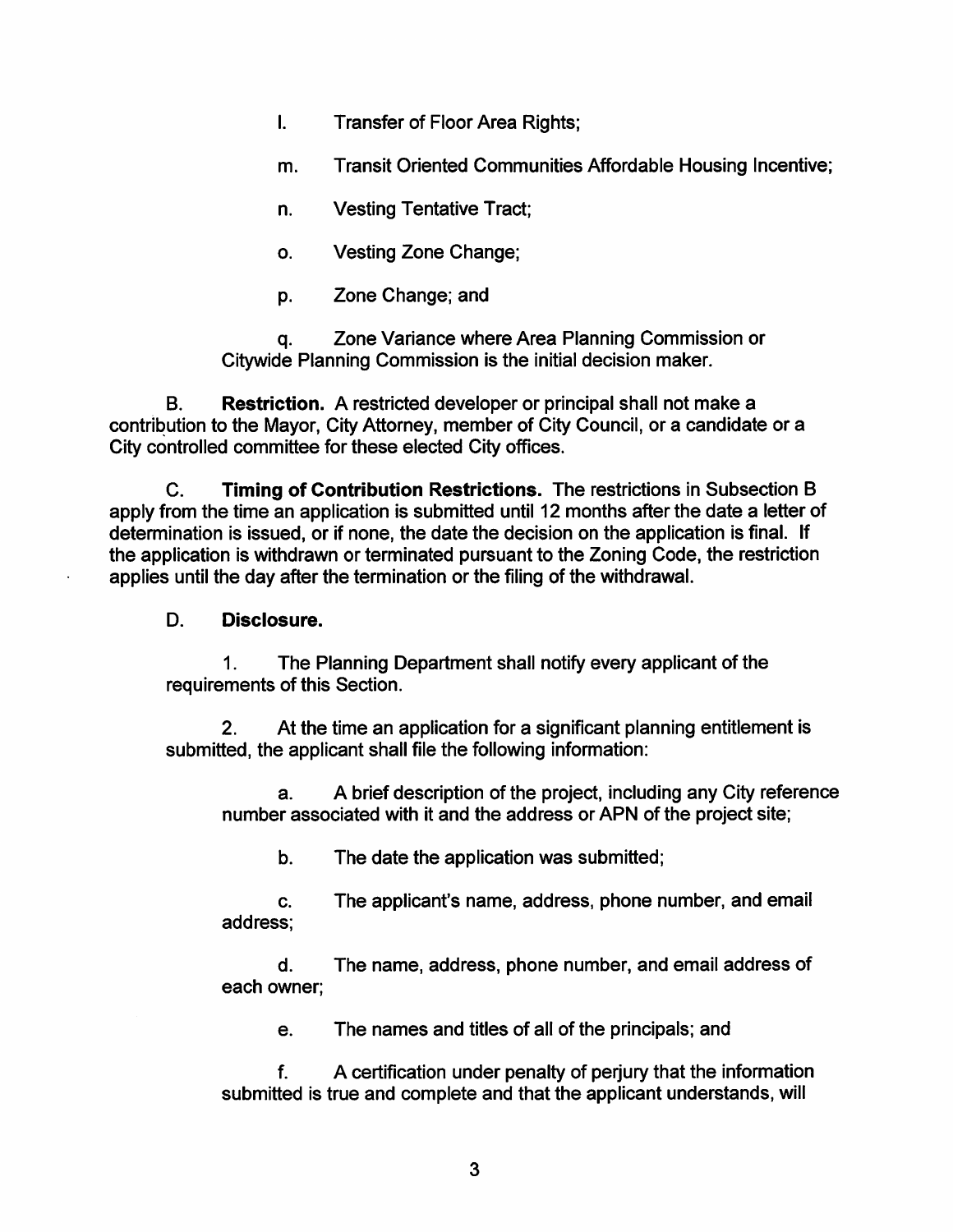l. Transfer of Floor Area Rights;

m. Transit Oriented Communities Affordable Housing Incentive;

n. Vesting Tentative Tract;

o. Vesting Zone Change;

p. Zone Change; and

q. Zone Variance where Area Planning Commission or Citywide Planning Commission is the initial decision maker.

B. **Restriction.** A restricted developer or principal shall not make a contribution to the Mayor, City Attorney, member of City Council, or a candidate or a City controlled committee for these elected City offices.

C. **Timing of Contribution Restrictions.** The restrictions in Subsection B apply from the time an application is submitted until 12 months after the date a letter of determination is issued, or if none, the date the decision on the application is final. If the application is withdrawn or terminated pursuant to the Zoning Code, the restriction applies until the day after the termination or the filing of the withdrawal.

D. **Disclosure.**

1. The Planning Department shall notify every applicant of the requirements of this Section.

2. At the time an application for a significant planning entitlement is submitted, the applicant shall file the following information:

a. A brief description of the project, including any City reference number associated with it and the address or APN of the project site;

b. The date the application was submitted;

c. The applicant's name, address, phone number, and email address;

d. The name, address, phone number, and email address of each owner;

e. The names and titles of all of the principals; and

f. A certification under penalty of perjury that the information submitted is true and complete and that the applicant understands, will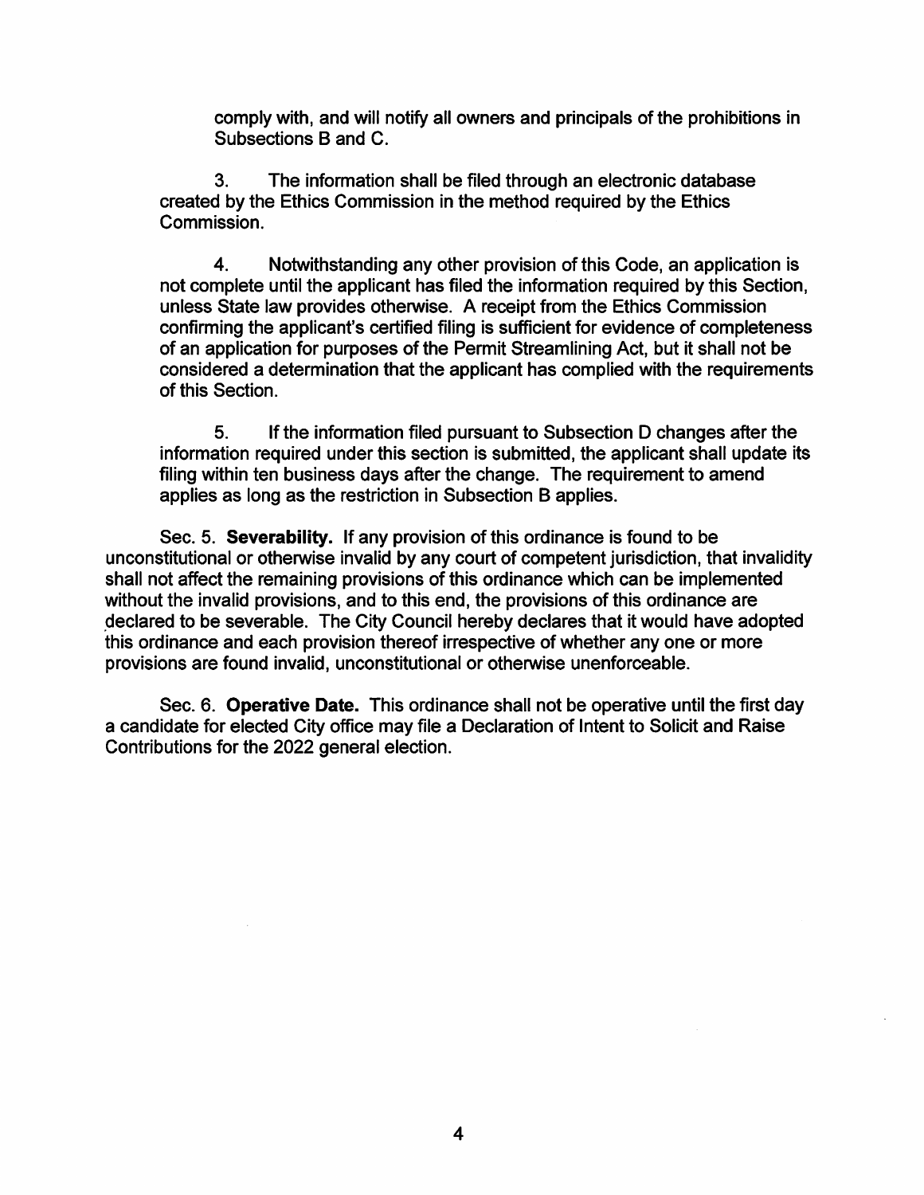comply with, and will notify all owners and principals of the prohibitions in Subsections B and C.

3. The information shall be filed through an electronic database created by the Ethics Commission in the method required by the Ethics Commission.

4. Notwithstanding any other provision of this Code, an application is not complete until the applicant has filed the information required by this Section, unless State law provides otherwise. A receipt from the Ethics Commission confirming the applicant's certified filing is sufficient for evidence of completeness of an application for purposes of the Permit Streamlining Act, but it shall not be considered a determination that the applicant has complied with the requirements of this Section.

5. If the information filed pursuant to Subsection D changes after the information required under this section is submitted, the applicant shall update its filing within ten business days after the change. The requirement to amend applies as long as the restriction in Subsection B applies.

Sec. 5. **Severability.** If any provision of this ordinance is found to be unconstitutional or otherwise invalid by any court of competent jurisdiction, that invalidity shall not affect the remaining provisions of this ordinance which can be implemented without the invalid provisions, and to this end, the provisions of this ordinance are declared to be severable. The City Council hereby declares that it would have adopted this ordinance and each provision thereof irrespective of whether any one or more provisions are found invalid, unconstitutional or otherwise unenforceable.

Sec. 6. **Operative Date.** This ordinance shall not be operative until the first day a candidate for elected City office may file a Declaration of Intent to Solicit and Raise Contributions for the 2022 general election.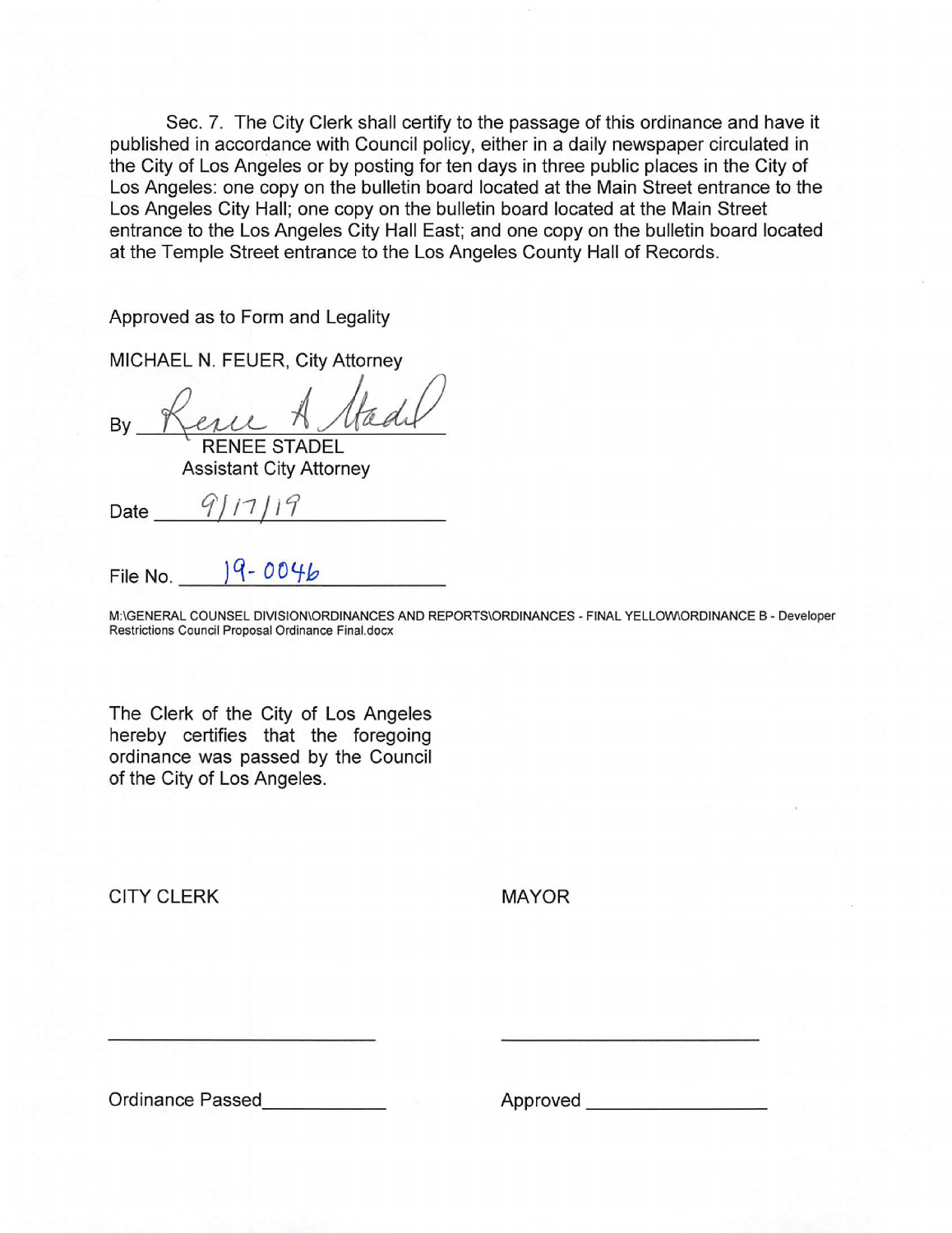Sec. 7. The City Clerk shall certify to the passage of this ordinance and have it published in accordance with Council policy, either in a daily newspaper circulated in the City of Los Angeles or by posting for ten days in three public places in the City of Los Angeles: one copy on the bulletin board located at the Main Street entrance to the Los Angeles City Hall; one copy on the bulletin board located at the Main Street entrance to the Los Angeles City Hall East; and one copy on the bulletin board located at the Temple Street entrance to the Los Angeles County Hall of Records.

Approved as to Form and Legality

MICHAEL N. FEUER, City Attorney

By Renee A Stadel
RENEE STADEL
Assistant City Attorney

Date 9/17/19

File No. 19-0046

M:\GENERAL COUNSEL DIVISION\ORDINANCES AND REPORTS\ORDINANCES - FINAL YELLOW\ORDINANCE B - Developer Restrictions Council Proposal Ordinance Final.docx

The Clerk of the City of Los Angeles hereby certifies that the foregoing ordinance was passed by the Council of the City of Los Angeles.

CITY CLERK

MAYOR

Ordinance Passed____________

Approved ________________